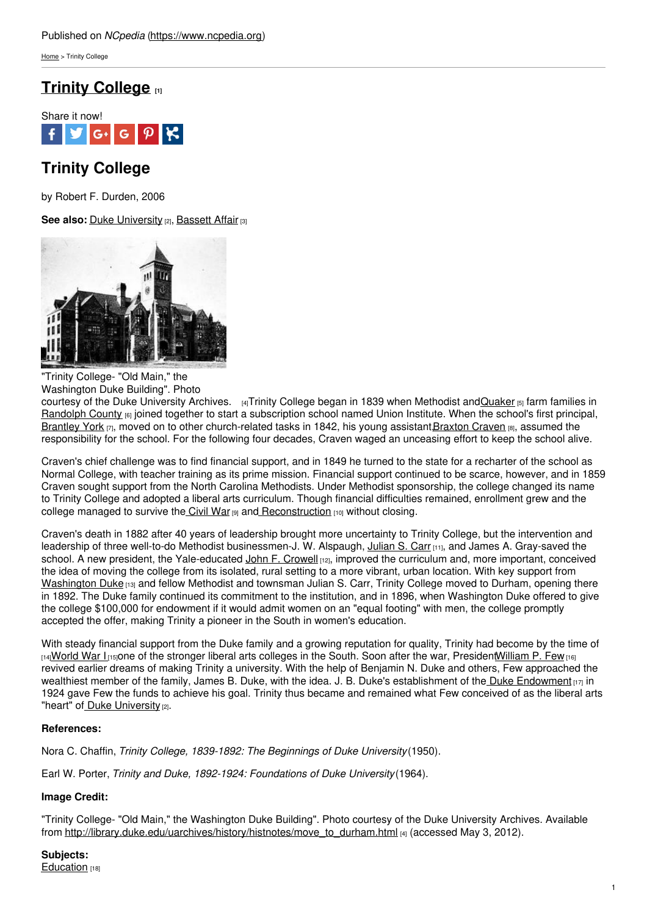Published on *NCpedia* (https://www.ncpedia.org)

Home > Trinity College

# Trinity College [1]

Share it now!

## Trinity College

by Robert F. Durden, 2006

**See also:** Duke University [2], Bassett Affair [3]

"Trinity College- "Old Main," the Washington Duke Building". Photo courtesy of the Duke University Archives. [4]

Trinity College began in 1839 when Methodist and Quaker [5] farm families in Randolph County [6] joined together to start a subscription school named Union Institute. When the school's first principal, Brantley York [7], moved on to other church-related tasks in 1842, his young assistant Braxton Craven [8], assumed the responsibility for the school. For the following four decades, Craven waged an unceasing effort to keep the school alive.

Craven's chief challenge was to find financial support, and in 1849 he turned to the state for a recharter of the school as Normal College, with teacher training as its prime mission. Financial support continued to be scarce, however, and in 1859 Craven sought support from the North Carolina Methodists. Under Methodist sponsorship, the college changed its name to Trinity College and adopted a liberal arts curriculum. Though financial difficulties remained, enrollment grew and the college managed to survive the Civil War [9] and Reconstruction [10] without closing.

Craven's death in 1882 after 40 years of leadership brought more uncertainty to Trinity College, but the intervention and leadership of three well-to-do Methodist businessmen-J. W. Alspaugh, Julian S. Carr [11], and James A. Gray-saved the school. A new president, the Yale-educated John F. Crowell [12], improved the curriculum and, more important, conceived the idea of moving the college from its isolated, rural setting to a more vibrant, urban location. With key support from Washington Duke [13] and fellow Methodist and townsman Julian S. Carr, Trinity College moved to Durham, opening there in 1892. The Duke family continued its commitment to the institution, and in 1896, when Washington Duke offered to give the college $100,000 for endowment if it would admit women on an "equal footing" with men, the college promptly accepted the offer, making Trinity a pioneer in the South in women's education.

With steady financial support from the Duke family and a growing reputation for quality, Trinity had become by the time of [14] World War I [15] one of the stronger liberal arts colleges in the South. Soon after the war, President William P. Few [16] revived earlier dreams of making Trinity a university. With the help of Benjamin N. Duke and others, Few approached the wealthiest member of the family, James B. Duke, with the idea. J. B. Duke's establishment of the Duke Endowment [17] in 1924 gave Few the funds to achieve his goal. Trinity thus became and remained what Few conceived of as the liberal arts "heart" of Duke University [2].

### References:

Nora C. Chaffin, *Trinity College, 1839-1892: The Beginnings of Duke University* (1950).

Earl W. Porter, *Trinity and Duke, 1892-1924: Foundations of Duke University* (1964).

### Image Credit:

"Trinity College- "Old Main," the Washington Duke Building". Photo courtesy of the Duke University Archives. Available from http://library.duke.edu/uarchives/history/histnotes/move_to_durham.html [4] (accessed May 3, 2012).

### Subjects:

Education [18]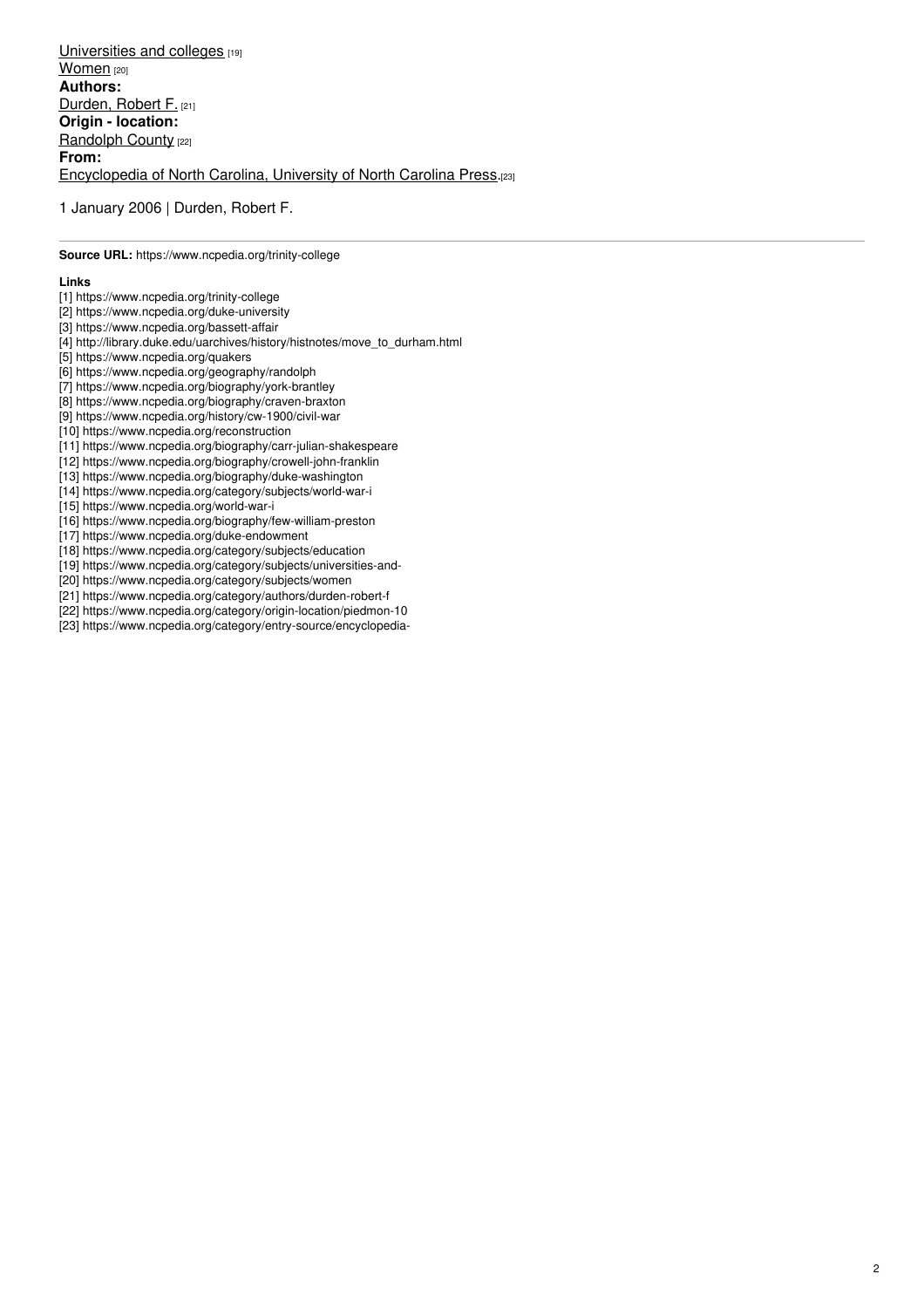Universities and colleges [19]
Women [20]
**Authors:**
Durden, Robert F. [21]
**Origin - location:**
Randolph County [22]
**From:**
Encyclopedia of North Carolina, University of North Carolina Press.[23]

1 January 2006 | Durden, Robert F.

---

**Source URL:** https://www.ncpedia.org/trinity-college

**Links**

[1] https://www.ncpedia.org/trinity-college
[2] https://www.ncpedia.org/duke-university
[3] https://www.ncpedia.org/bassett-affair
[4] http://library.duke.edu/uarchives/history/histnotes/move_to_durham.html
[5] https://www.ncpedia.org/quakers
[6] https://www.ncpedia.org/geography/randolph
[7] https://www.ncpedia.org/biography/york-brantley
[8] https://www.ncpedia.org/biography/craven-braxton
[9] https://www.ncpedia.org/history/cw-1900/civil-war
[10] https://www.ncpedia.org/reconstruction
[11] https://www.ncpedia.org/biography/carr-julian-shakespeare
[12] https://www.ncpedia.org/biography/crowell-john-franklin
[13] https://www.ncpedia.org/biography/duke-washington
[14] https://www.ncpedia.org/category/subjects/world-war-i
[15] https://www.ncpedia.org/world-war-i
[16] https://www.ncpedia.org/biography/few-william-preston
[17] https://www.ncpedia.org/duke-endowment
[18] https://www.ncpedia.org/category/subjects/education
[19] https://www.ncpedia.org/category/subjects/universities-and-
[20] https://www.ncpedia.org/category/subjects/women
[21] https://www.ncpedia.org/category/authors/durden-robert-f
[22] https://www.ncpedia.org/category/origin-location/piedmon-10
[23] https://www.ncpedia.org/category/entry-source/encyclopedia-